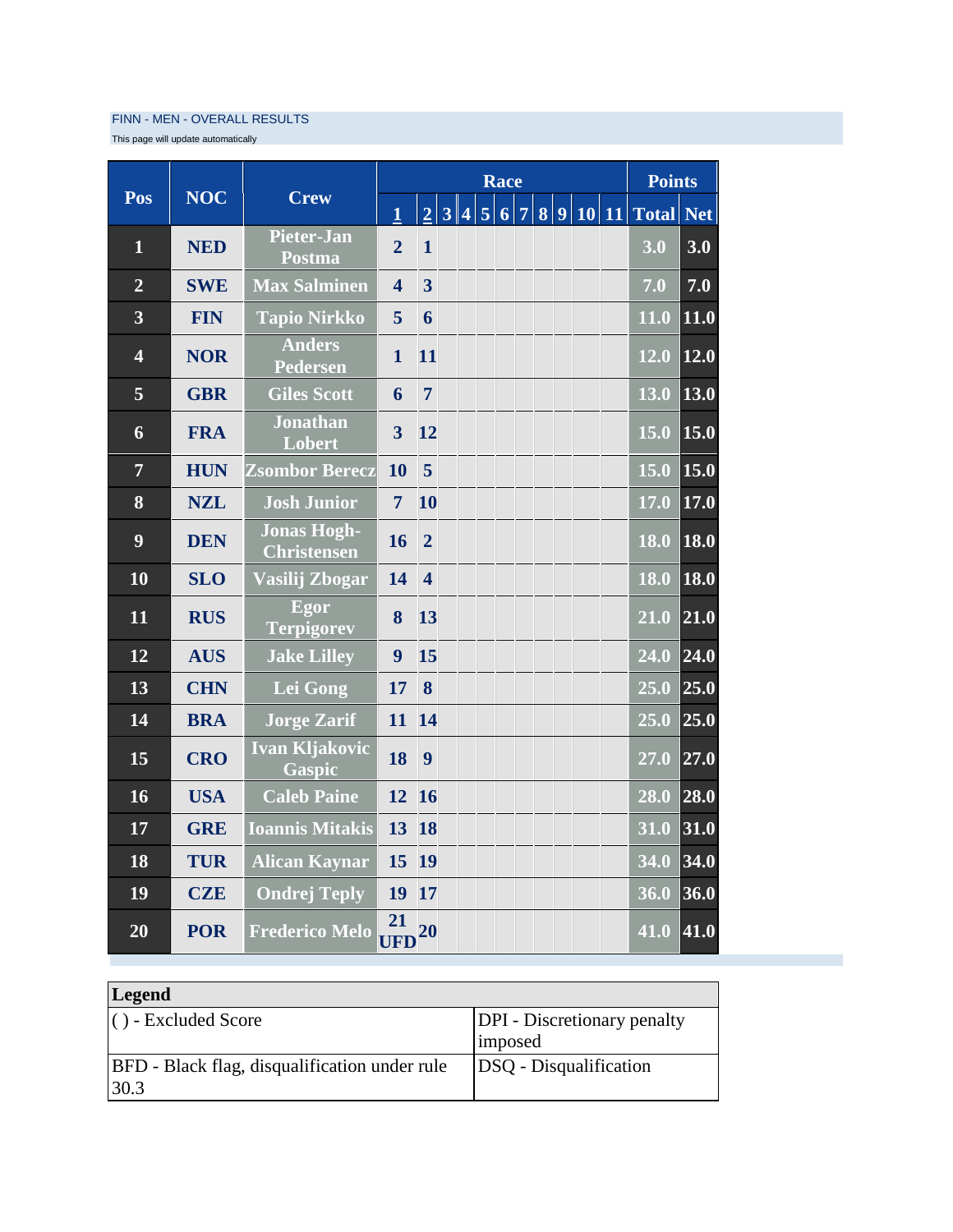FINN - MEN - OVERALL RESULTS

This page will update automatically

| Pos | NOC | Crew | Race | | | | | | | | | | | Points | |
|---|---|---|---|---|---|---|---|---|---|---|---|---|---|---|---|
| | | | 1 | 2 | 3 | 4 | 5 | 6 | 7 | 8 | 9 | 10 | 11 | Total | Net |
| 1 | NED | Pieter-Jan Postma | 2 | 1 | | | | | | | | | | 3.0 | 3.0 |
| 2 | SWE | Max Salminen | 4 | 3 | | | | | | | | | | 7.0 | 7.0 |
| 3 | FIN | Tapio Nirkko | 5 | 6 | | | | | | | | | | 11.0 | 11.0 |
| 4 | NOR | Anders Pedersen | 1 | 11 | | | | | | | | | | 12.0 | 12.0 |
| 5 | GBR | Giles Scott | 6 | 7 | | | | | | | | | | 13.0 | 13.0 |
| 6 | FRA | Jonathan Lobert | 3 | 12 | | | | | | | | | | 15.0 | 15.0 |
| 7 | HUN | Zsombor Berecz | 10 | 5 | | | | | | | | | | 15.0 | 15.0 |
| 8 | NZL | Josh Junior | 7 | 10 | | | | | | | | | | 17.0 | 17.0 |
| 9 | DEN | Jonas Hogh-Christensen | 16 | 2 | | | | | | | | | | 18.0 | 18.0 |
| 10 | SLO | Vasilij Zbogar | 14 | 4 | | | | | | | | | | 18.0 | 18.0 |
| 11 | RUS | Egor Terpigorev | 8 | 13 | | | | | | | | | | 21.0 | 21.0 |
| 12 | AUS | Jake Lilley | 9 | 15 | | | | | | | | | | 24.0 | 24.0 |
| 13 | CHN | Lei Gong | 17 | 8 | | | | | | | | | | 25.0 | 25.0 |
| 14 | BRA | Jorge Zarif | 11 | 14 | | | | | | | | | | 25.0 | 25.0 |
| 15 | CRO | Ivan Kljakovic Gaspic | 18 | 9 | | | | | | | | | | 27.0 | 27.0 |
| 16 | USA | Caleb Paine | 12 | 16 | | | | | | | | | | 28.0 | 28.0 |
| 17 | GRE | Ioannis Mitakis | 13 | 18 | | | | | | | | | | 31.0 | 31.0 |
| 18 | TUR | Alican Kaynar | 15 | 19 | | | | | | | | | | 34.0 | 34.0 |
| 19 | CZE | Ondrej Teply | 19 | 17 | | | | | | | | | | 36.0 | 36.0 |
| 20 | POR | Frederico Melo | 21 UFD | 20 | | | | | | | | | | 41.0 | 41.0 |

| Legend | |
|---|---|
| ( ) - Excluded Score | DPI - Discretionary penalty imposed |
| BFD - Black flag, disqualification under rule 30.3 | DSQ - Disqualification |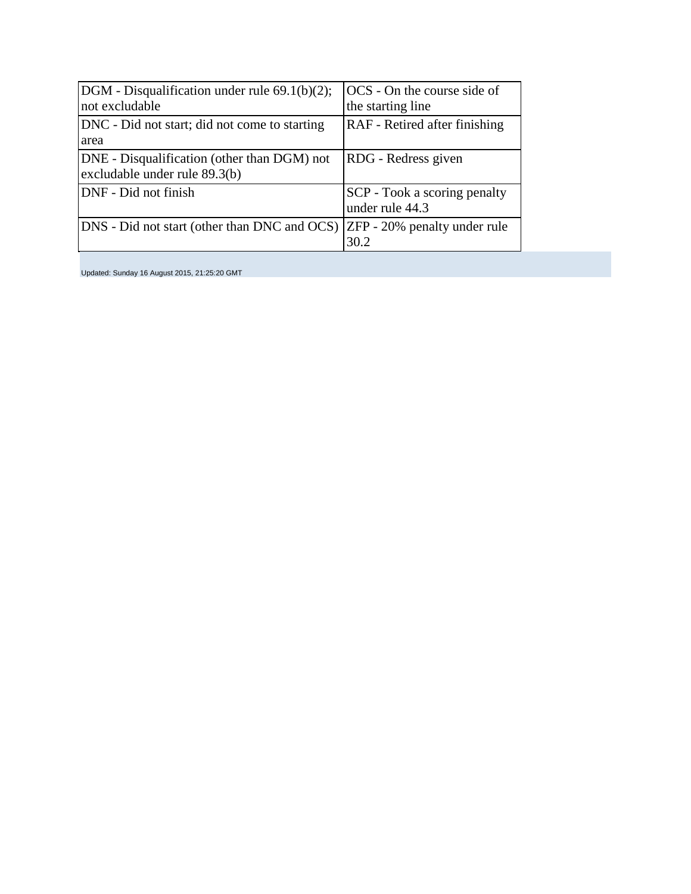| | |
|---|---|
| DGM - Disqualification under rule 69.1(b)(2); not excludable | OCS - On the course side of the starting line |
| DNC - Did not start; did not come to starting area | RAF - Retired after finishing |
| DNE - Disqualification (other than DGM) not excludable under rule 89.3(b) | RDG - Redress given |
| DNF - Did not finish | SCP - Took a scoring penalty under rule 44.3 |
| DNS - Did not start (other than DNC and OCS) | ZFP - 20% penalty under rule 30.2 |

Updated: Sunday 16 August 2015, 21:25:20 GMT